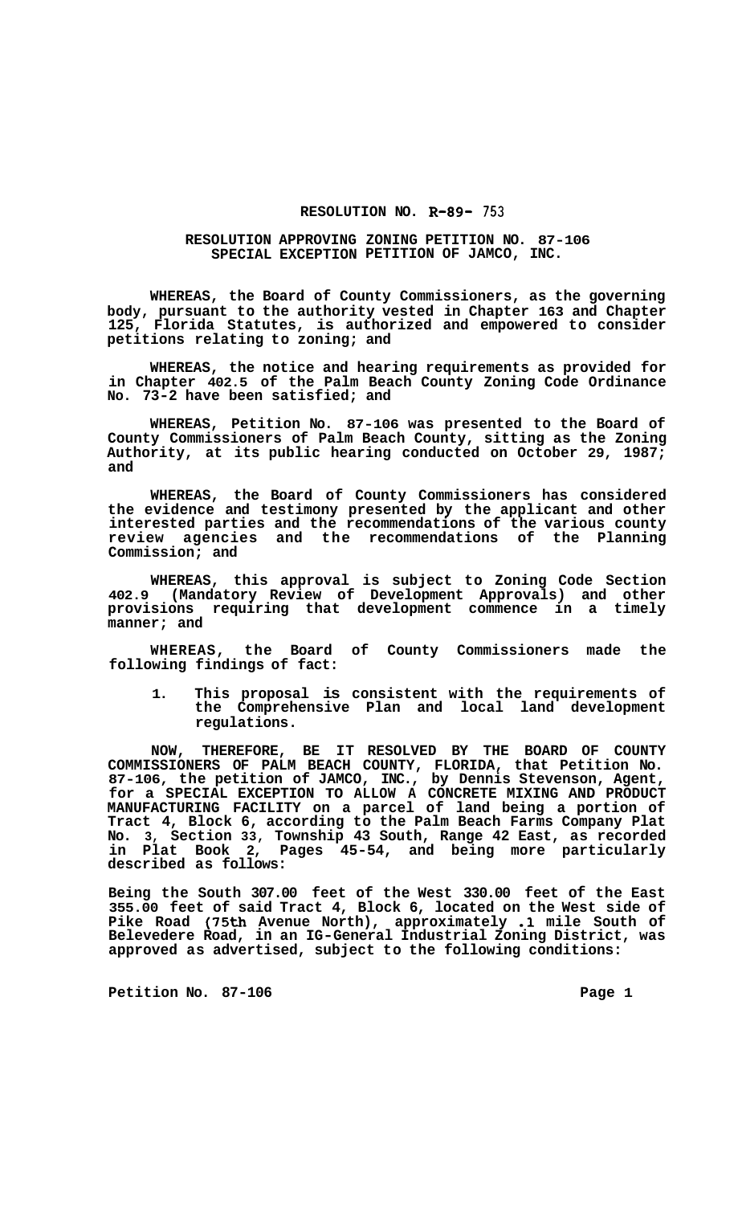**RESOLUTION NO. R-89- 753**

**RESOLUTION APPROVING ZONING PETITION NO. 87-106**
**SPECIAL EXCEPTION PETITION OF JAMCO, INC.**

**WHEREAS, the Board of County Commissioners, as the governing body, pursuant to the authority vested in Chapter 163 and Chapter 125, Florida Statutes, is authorized and empowered to consider petitions relating to zoning; and**

**WHEREAS, the notice and hearing requirements as provided for in Chapter 402.5 of the Palm Beach County Zoning Code Ordinance No. 73-2 have been satisfied; and**

**WHEREAS, Petition No. 87-106 was presented to the Board of County Commissioners of Palm Beach County, sitting as the Zoning Authority, at its public hearing conducted on October 29, 1987; and**

**WHEREAS, the Board of County Commissioners has considered the evidence and testimony presented by the applicant and other interested parties and the recommendations of the various county review agencies and the recommendations of the Planning Commission; and**

**WHEREAS, this approval is subject to Zoning Code Section 402.9 (Mandatory Review of Development Approvals) and other provisions requiring that development commence in a timely manner; and**

**WHEREAS, the Board of County Commissioners made the following findings of fact:**

1. **This proposal is consistent with the requirements of the Comprehensive Plan and local land development regulations.**

**NOW, THEREFORE, BE IT RESOLVED BY THE BOARD OF COUNTY COMMISSIONERS OF PALM BEACH COUNTY, FLORIDA, that Petition No. 87-106, the petition of JAMCO, INC., by Dennis Stevenson, Agent, for a SPECIAL EXCEPTION TO ALLOW A CONCRETE MIXING AND PRODUCT MANUFACTURING FACILITY on a parcel of land being a portion of Tract 4, Block 6, according to the Palm Beach Farms Company Plat No. 3, Section 33, Township 43 South, Range 42 East, as recorded in Plat Book 2, Pages 45-54, and being more particularly described as follows:**

**Being the South 307.00 feet of the West 330.00 feet of the East 355.00 feet of said Tract 4, Block 6, located on the West side of Pike Road (75th Avenue North), approximately .1 mile South of Belevedere Road, in an IG-General Industrial Zoning District, was approved as advertised, subject to the following conditions:**

**Petition No. 87-106**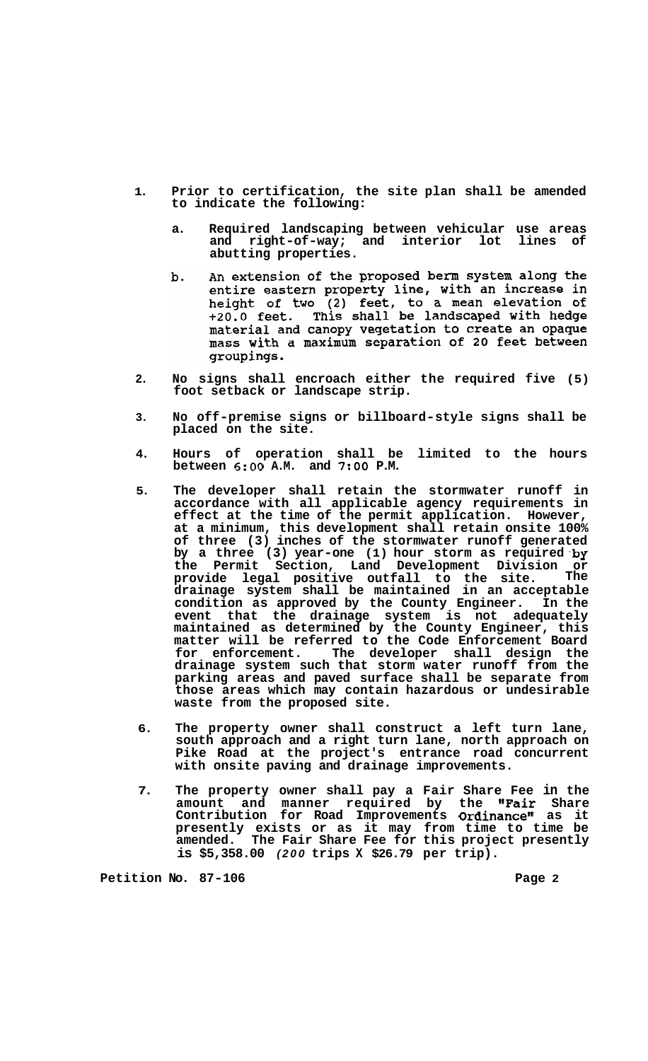1. Prior to certification, the site plan shall be amended to indicate the following:

   a. Required landscaping between vehicular use areas and right-of-way; and interior lot lines of abutting properties.

   b. An extension of the proposed berm system along the entire eastern property line, with an increase in height of two (2) feet, to a mean elevation of +20.0 feet. This shall be landscaped with hedge material and canopy vegetation to create an opaque mass with a maximum separation of 20 feet between groupings.

2. No signs shall encroach either the required five (5) foot setback or landscape strip.

3. No off-premise signs or billboard-style signs shall be placed on the site.

4. Hours of operation shall be limited to the hours between 6:00 A.M. and 7:00 P.M.

5. The developer shall retain the stormwater runoff in accordance with all applicable agency requirements in effect at the time of the permit application. However, at a minimum, this development shall retain onsite 100% of three (3) inches of the stormwater runoff generated by a three (3) year-one (1) hour storm as required by the Permit Section, Land Development Division or provide legal positive outfall to the site. The drainage system shall be maintained in an acceptable condition as approved by the County Engineer. In the event that the drainage system is not adequately maintained as determined by the County Engineer, this matter will be referred to the Code Enforcement Board for enforcement. The developer shall design the drainage system such that storm water runoff from the parking areas and paved surface shall be separate from those areas which may contain hazardous or undesirable waste from the proposed site.

6. The property owner shall construct a left turn lane, south approach and a right turn lane, north approach on Pike Road at the project's entrance road concurrent with onsite paving and drainage improvements.

7. The property owner shall pay a Fair Share Fee in the amount and manner required by the "Fair Share Contribution for Road Improvements Ordinance" as it presently exists or as it may from time to time be amended. The Fair Share Fee for this project presently is $5,358.00 *(200* trips X $26.79 per trip).

Petition No. 87-106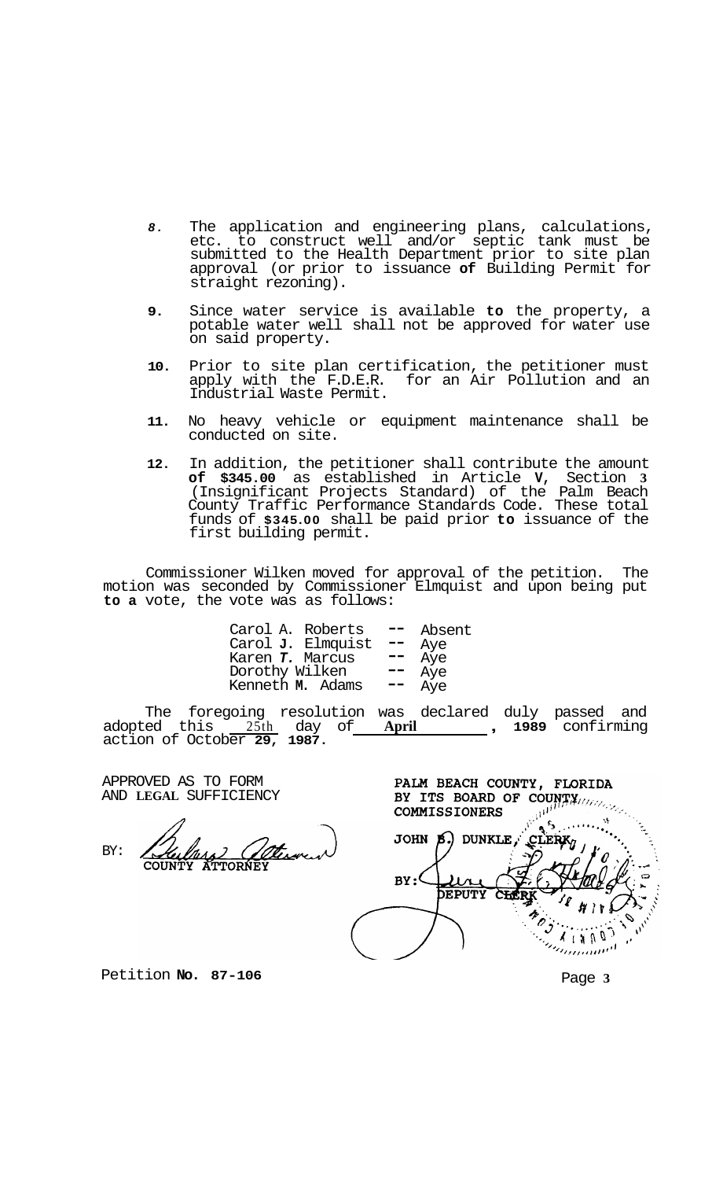8. The application and engineering plans, calculations, etc. to construct well and/or septic tank must be submitted to the Health Department prior to site plan approval (or prior to issuance of Building Permit for straight rezoning).

9. Since water service is available to the property, a potable water well shall not be approved for water use on said property.

10. Prior to site plan certification, the petitioner must apply with the F.D.E.R. for an Air Pollution and an Industrial Waste Permit.

11. No heavy vehicle or equipment maintenance shall be conducted on site.

12. In addition, the petitioner shall contribute the amount of $345.00 as established in Article V, Section 3 (Insignificant Projects Standard) of the Palm Beach County Traffic Performance Standards Code. These total funds of $345.00 shall be paid prior to issuance of the first building permit.

Commissioner Wilken moved for approval of the petition. The motion was seconded by Commissioner Elmquist and upon being put to a vote, the vote was as follows:

| | | |
|---|---|---|
| Carol A. Roberts | -- | Absent |
| Carol J. Elmquist | -- | Aye |
| Karen T. Marcus | -- | Aye |
| Dorothy Wilken | -- | Aye |
| Kenneth M. Adams | -- | Aye |

The foregoing resolution was declared duly passed and adopted this 25th day of April, 1989 confirming action of October 29, 1987.

APPROVED AS TO FORM AND LEGAL SUFFICIENCY

BY: COUNTY ATTORNEY

PALM BEACH COUNTY, FLORIDA BY ITS BOARD OF COUNTY COMMISSIONERS

JOHN B. DUNKLE, CLERK

BY: DEPUTY CLERK

Petition No. 87-106